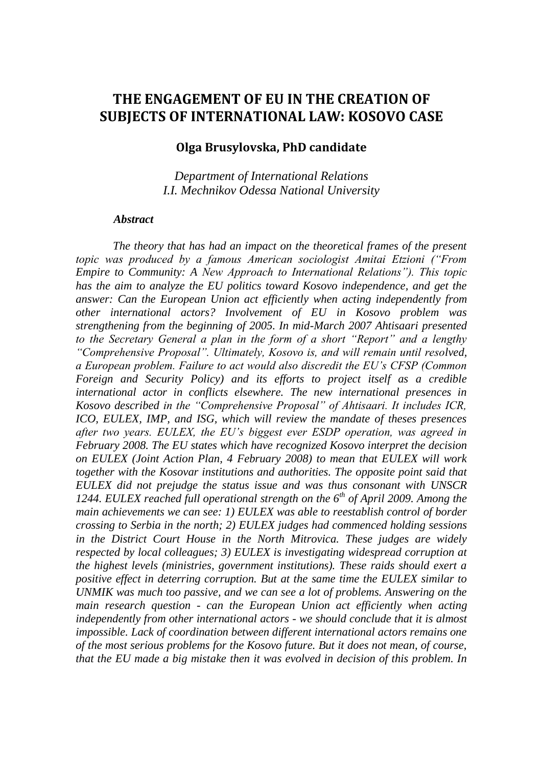# THE ENGAGEMENT OF EU IN THE CREATION OF SUBJECTS OF INTERNATIONAL LAW: KOSOVO CASE

**Olga Brusylovska, PhD candidate**

*Department of International Relations*
*I.I. Mechnikov Odessa National University*

***Abstract***

*The theory that has had an impact on the theoretical frames of the present topic was produced by a famous American sociologist Amitai Etzioni ("From Empire to Community: A New Approach to International Relations"). This topic has the aim to analyze the EU politics toward Kosovo independence, and get the answer: Can the European Union act efficiently when acting independently from other international actors? Involvement of EU in Kosovo problem was strengthening from the beginning of 2005. In mid-March 2007 Ahtisaari presented to the Secretary General a plan in the form of a short "Report" and a lengthy "Comprehensive Proposal". Ultimately, Kosovo is, and will remain until resolved, a European problem. Failure to act would also discredit the EU's CFSP (Common Foreign and Security Policy) and its efforts to project itself as a credible international actor in conflicts elsewhere. The new international presences in Kosovo described in the "Comprehensive Proposal" of Ahtisaari. It includes ICR, ICO, EULEX, IMP, and ISG, which will review the mandate of theses presences after two years. EULEX, the EU's biggest ever ESDP operation, was agreed in February 2008. The EU states which have recognized Kosovo interpret the decision on EULEX (Joint Action Plan, 4 February 2008) to mean that EULEX will work together with the Kosovar institutions and authorities. The opposite point said that EULEX did not prejudge the status issue and was thus consonant with UNSCR 1244. EULEX reached full operational strength on the 6th of April 2009. Among the main achievements we can see: 1) EULEX was able to reestablish control of border crossing to Serbia in the north; 2) EULEX judges had commenced holding sessions in the District Court House in the North Mitrovica. These judges are widely respected by local colleagues; 3) EULEX is investigating widespread corruption at the highest levels (ministries, government institutions). These raids should exert a positive effect in deterring corruption. But at the same time the EULEX similar to UNMIK was much too passive, and we can see a lot of problems. Answering on the main research question - can the European Union act efficiently when acting independently from other international actors - we should conclude that it is almost impossible. Lack of coordination between different international actors remains one of the most serious problems for the Kosovo future. But it does not mean, of course, that the EU made a big mistake then it was evolved in decision of this problem. In*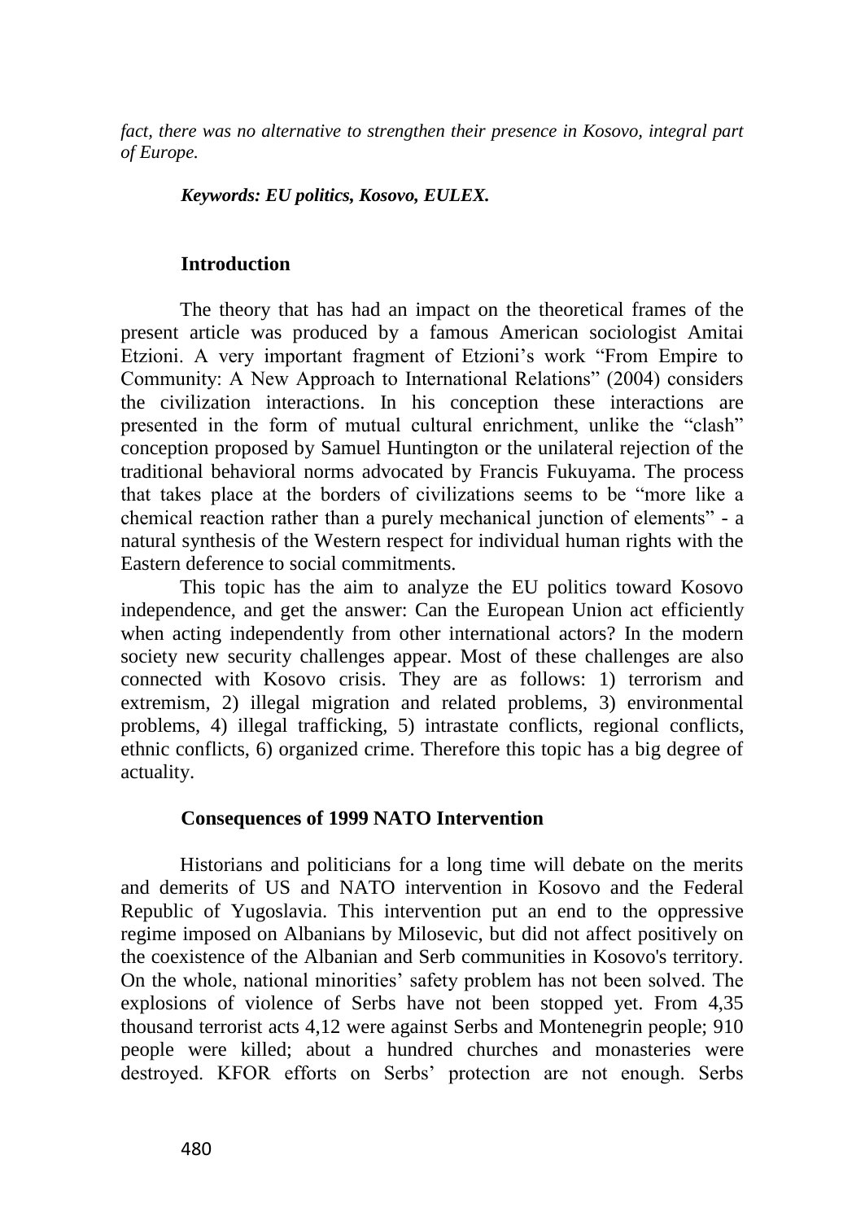*fact, there was no alternative to strengthen their presence in Kosovo, integral part of Europe.*

***Keywords: EU politics, Kosovo, EULEX.***

## Introduction

The theory that has had an impact on the theoretical frames of the present article was produced by a famous American sociologist Amitai Etzioni. A very important fragment of Etzioni's work "From Empire to Community: A New Approach to International Relations" (2004) considers the civilization interactions. In his conception these interactions are presented in the form of mutual cultural enrichment, unlike the "clash" conception proposed by Samuel Huntington or the unilateral rejection of the traditional behavioral norms advocated by Francis Fukuyama. The process that takes place at the borders of civilizations seems to be "more like a chemical reaction rather than a purely mechanical junction of elements" - a natural synthesis of the Western respect for individual human rights with the Eastern deference to social commitments.

This topic has the aim to analyze the EU politics toward Kosovo independence, and get the answer: Can the European Union act efficiently when acting independently from other international actors? In the modern society new security challenges appear. Most of these challenges are also connected with Kosovo crisis. They are as follows: 1) terrorism and extremism, 2) illegal migration and related problems, 3) environmental problems, 4) illegal trafficking, 5) intrastate conflicts, regional conflicts, ethnic conflicts, 6) organized crime. Therefore this topic has a big degree of actuality.

## Consequences of 1999 NATO Intervention

Historians and politicians for a long time will debate on the merits and demerits of US and NATO intervention in Kosovo and the Federal Republic of Yugoslavia. This intervention put an end to the oppressive regime imposed on Albanians by Milosevic, but did not affect positively on the coexistence of the Albanian and Serb communities in Kosovo's territory. On the whole, national minorities' safety problem has not been solved. The explosions of violence of Serbs have not been stopped yet. From 4,35 thousand terrorist acts 4,12 were against Serbs and Montenegrin people; 910 people were killed; about a hundred churches and monasteries were destroyed. KFOR efforts on Serbs' protection are not enough. Serbs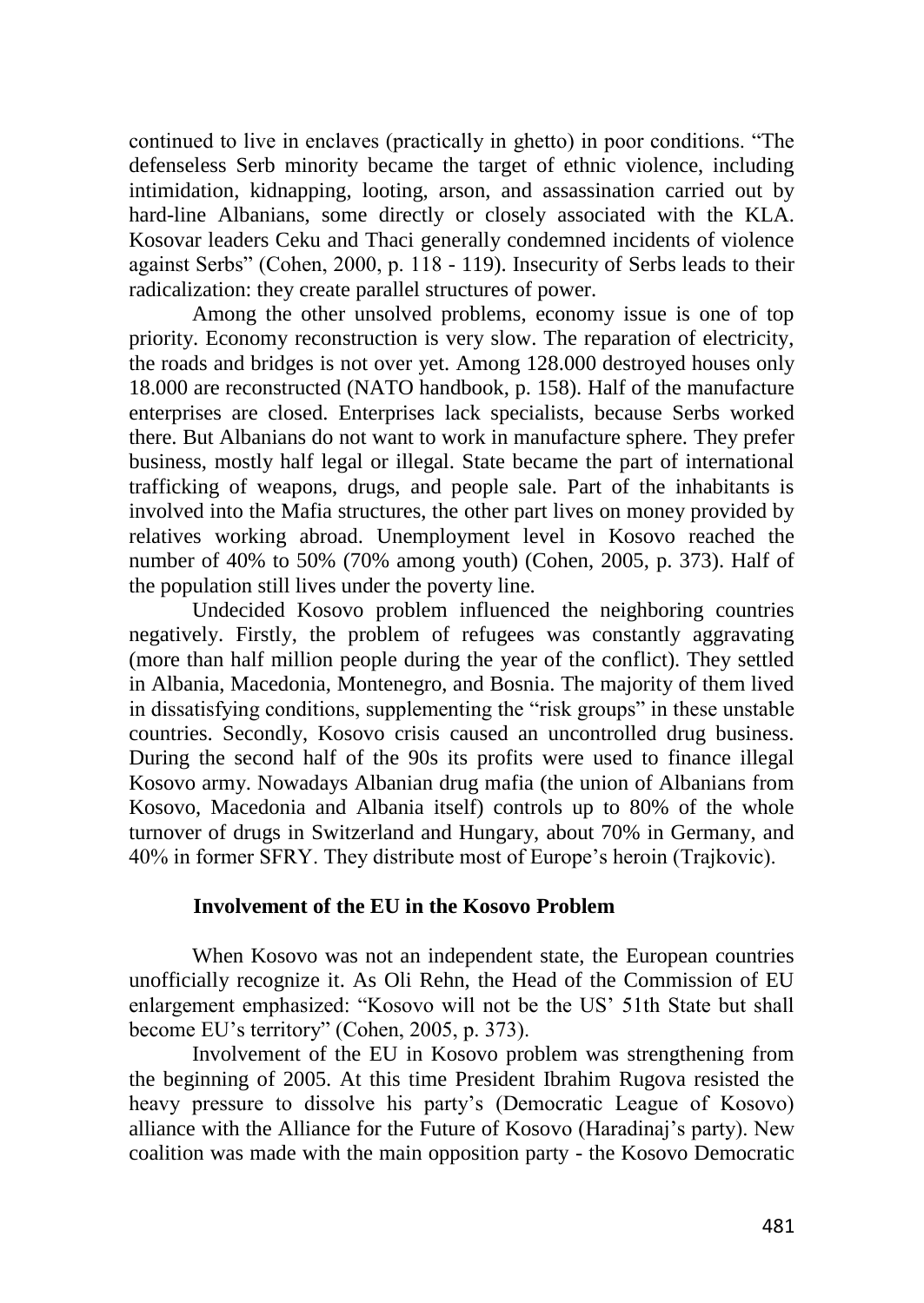continued to live in enclaves (practically in ghetto) in poor conditions. "The defenseless Serb minority became the target of ethnic violence, including intimidation, kidnapping, looting, arson, and assassination carried out by hard-line Albanians, some directly or closely associated with the KLA. Kosovar leaders Ceku and Thaci generally condemned incidents of violence against Serbs" (Cohen, 2000, p. 118 - 119). Insecurity of Serbs leads to their radicalization: they create parallel structures of power.

Among the other unsolved problems, economy issue is one of top priority. Economy reconstruction is very slow. The reparation of electricity, the roads and bridges is not over yet. Among 128.000 destroyed houses only 18.000 are reconstructed (NATO handbook, p. 158). Half of the manufacture enterprises are closed. Enterprises lack specialists, because Serbs worked there. But Albanians do not want to work in manufacture sphere. They prefer business, mostly half legal or illegal. State became the part of international trafficking of weapons, drugs, and people sale. Part of the inhabitants is involved into the Mafia structures, the other part lives on money provided by relatives working abroad. Unemployment level in Kosovo reached the number of 40% to 50% (70% among youth) (Cohen, 2005, p. 373). Half of the population still lives under the poverty line.

Undecided Kosovo problem influenced the neighboring countries negatively. Firstly, the problem of refugees was constantly aggravating (more than half million people during the year of the conflict). They settled in Albania, Macedonia, Montenegro, and Bosnia. The majority of them lived in dissatisfying conditions, supplementing the "risk groups" in these unstable countries. Secondly, Kosovo crisis caused an uncontrolled drug business. During the second half of the 90s its profits were used to finance illegal Kosovo army. Nowadays Albanian drug mafia (the union of Albanians from Kosovo, Macedonia and Albania itself) controls up to 80% of the whole turnover of drugs in Switzerland and Hungary, about 70% in Germany, and 40% in former SFRY. They distribute most of Europe's heroin (Trajkovic).

## Involvement of the EU in the Kosovo Problem

When Kosovo was not an independent state, the European countries unofficially recognize it. As Oli Rehn, the Head of the Commission of EU enlargement emphasized: "Kosovo will not be the US' 51th State but shall become EU's territory" (Cohen, 2005, p. 373).

Involvement of the EU in Kosovo problem was strengthening from the beginning of 2005. At this time President Ibrahim Rugova resisted the heavy pressure to dissolve his party's (Democratic League of Kosovo) alliance with the Alliance for the Future of Kosovo (Haradinaj's party). New coalition was made with the main opposition party - the Kosovo Democratic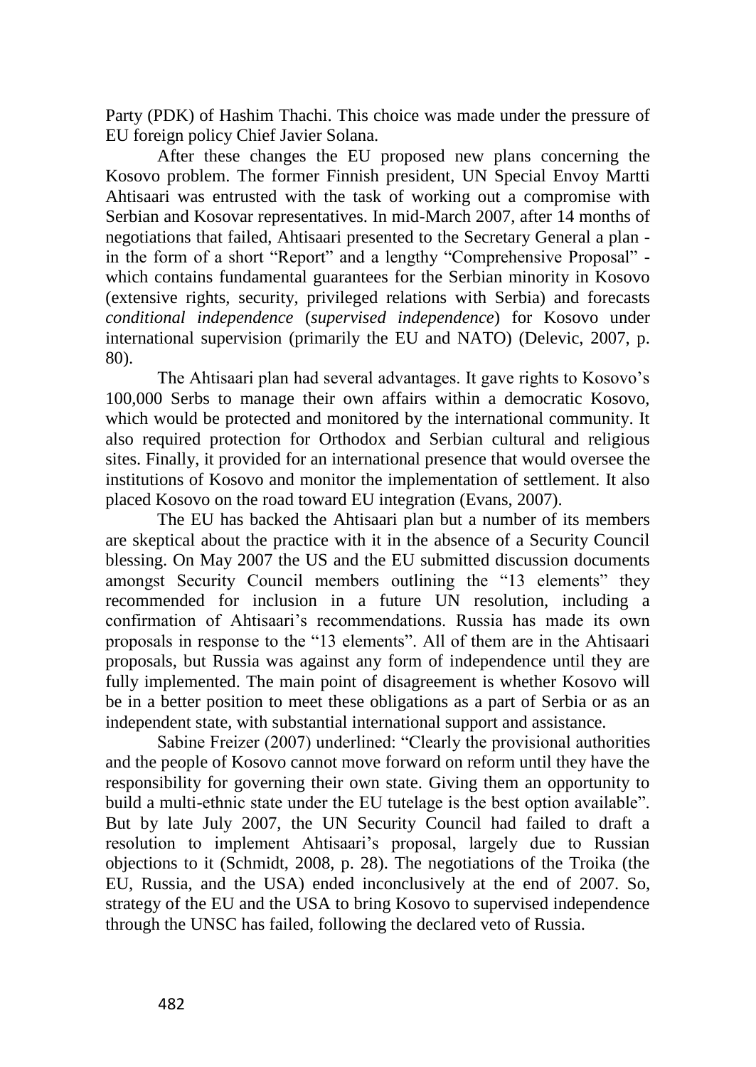Party (PDK) of Hashim Thachi. This choice was made under the pressure of EU foreign policy Chief Javier Solana.

After these changes the EU proposed new plans concerning the Kosovo problem. The former Finnish president, UN Special Envoy Martti Ahtisaari was entrusted with the task of working out a compromise with Serbian and Kosovar representatives. In mid-March 2007, after 14 months of negotiations that failed, Ahtisaari presented to the Secretary General a plan - in the form of a short "Report" and a lengthy "Comprehensive Proposal" - which contains fundamental guarantees for the Serbian minority in Kosovo (extensive rights, security, privileged relations with Serbia) and forecasts *conditional independence* (*supervised independence*) for Kosovo under international supervision (primarily the EU and NATO) (Delevic, 2007, p. 80).

The Ahtisaari plan had several advantages. It gave rights to Kosovo's 100,000 Serbs to manage their own affairs within a democratic Kosovo, which would be protected and monitored by the international community. It also required protection for Orthodox and Serbian cultural and religious sites. Finally, it provided for an international presence that would oversee the institutions of Kosovo and monitor the implementation of settlement. It also placed Kosovo on the road toward EU integration (Evans, 2007).

The EU has backed the Ahtisaari plan but a number of its members are skeptical about the practice with it in the absence of a Security Council blessing. On May 2007 the US and the EU submitted discussion documents amongst Security Council members outlining the "13 elements" they recommended for inclusion in a future UN resolution, including a confirmation of Ahtisaari's recommendations. Russia has made its own proposals in response to the "13 elements". All of them are in the Ahtisaari proposals, but Russia was against any form of independence until they are fully implemented. The main point of disagreement is whether Kosovo will be in a better position to meet these obligations as a part of Serbia or as an independent state, with substantial international support and assistance.

Sabine Freizer (2007) underlined: "Clearly the provisional authorities and the people of Kosovo cannot move forward on reform until they have the responsibility for governing their own state. Giving them an opportunity to build a multi-ethnic state under the EU tutelage is the best option available". But by late July 2007, the UN Security Council had failed to draft a resolution to implement Ahtisaari's proposal, largely due to Russian objections to it (Schmidt, 2008, p. 28). The negotiations of the Troika (the EU, Russia, and the USA) ended inconclusively at the end of 2007. So, strategy of the EU and the USA to bring Kosovo to supervised independence through the UNSC has failed, following the declared veto of Russia.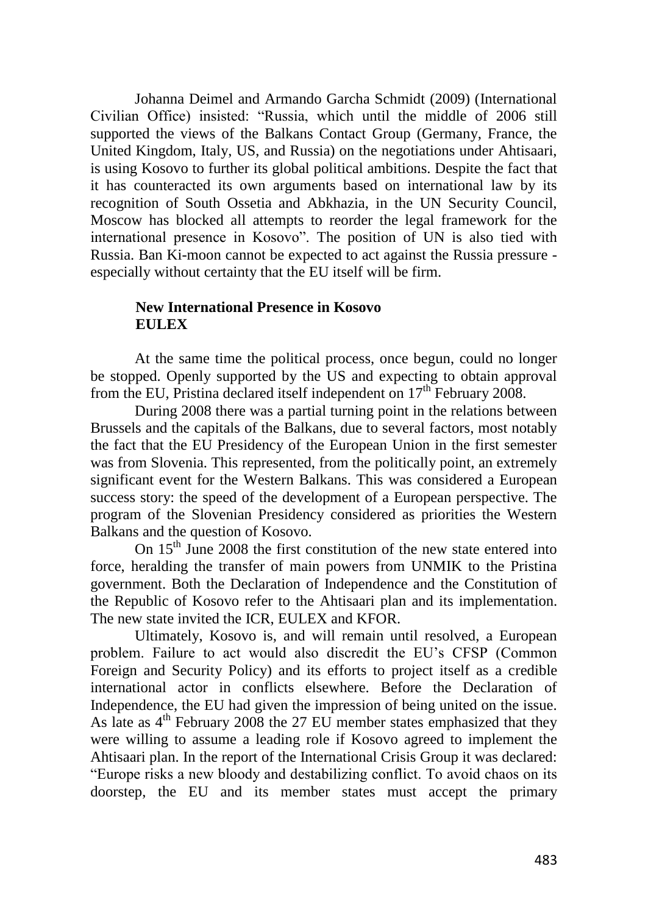Johanna Deimel and Armando Garcha Schmidt (2009) (International Civilian Office) insisted: "Russia, which until the middle of 2006 still supported the views of the Balkans Contact Group (Germany, France, the United Kingdom, Italy, US, and Russia) on the negotiations under Ahtisaari, is using Kosovo to further its global political ambitions. Despite the fact that it has counteracted its own arguments based on international law by its recognition of South Ossetia and Abkhazia, in the UN Security Council, Moscow has blocked all attempts to reorder the legal framework for the international presence in Kosovo". The position of UN is also tied with Russia. Ban Ki-moon cannot be expected to act against the Russia pressure - especially without certainty that the EU itself will be firm.

## New International Presence in Kosovo EULEX

At the same time the political process, once begun, could no longer be stopped. Openly supported by the US and expecting to obtain approval from the EU, Pristina declared itself independent on 17th February 2008.

During 2008 there was a partial turning point in the relations between Brussels and the capitals of the Balkans, due to several factors, most notably the fact that the EU Presidency of the European Union in the first semester was from Slovenia. This represented, from the politically point, an extremely significant event for the Western Balkans. This was considered a European success story: the speed of the development of a European perspective. The program of the Slovenian Presidency considered as priorities the Western Balkans and the question of Kosovo.

On 15th June 2008 the first constitution of the new state entered into force, heralding the transfer of main powers from UNMIK to the Pristina government. Both the Declaration of Independence and the Constitution of the Republic of Kosovo refer to the Ahtisaari plan and its implementation. The new state invited the ICR, EULEX and KFOR.

Ultimately, Kosovo is, and will remain until resolved, a European problem. Failure to act would also discredit the EU's CFSP (Common Foreign and Security Policy) and its efforts to project itself as a credible international actor in conflicts elsewhere. Before the Declaration of Independence, the EU had given the impression of being united on the issue. As late as 4th February 2008 the 27 EU member states emphasized that they were willing to assume a leading role if Kosovo agreed to implement the Ahtisaari plan. In the report of the International Crisis Group it was declared: "Europe risks a new bloody and destabilizing conflict. To avoid chaos on its doorstep, the EU and its member states must accept the primary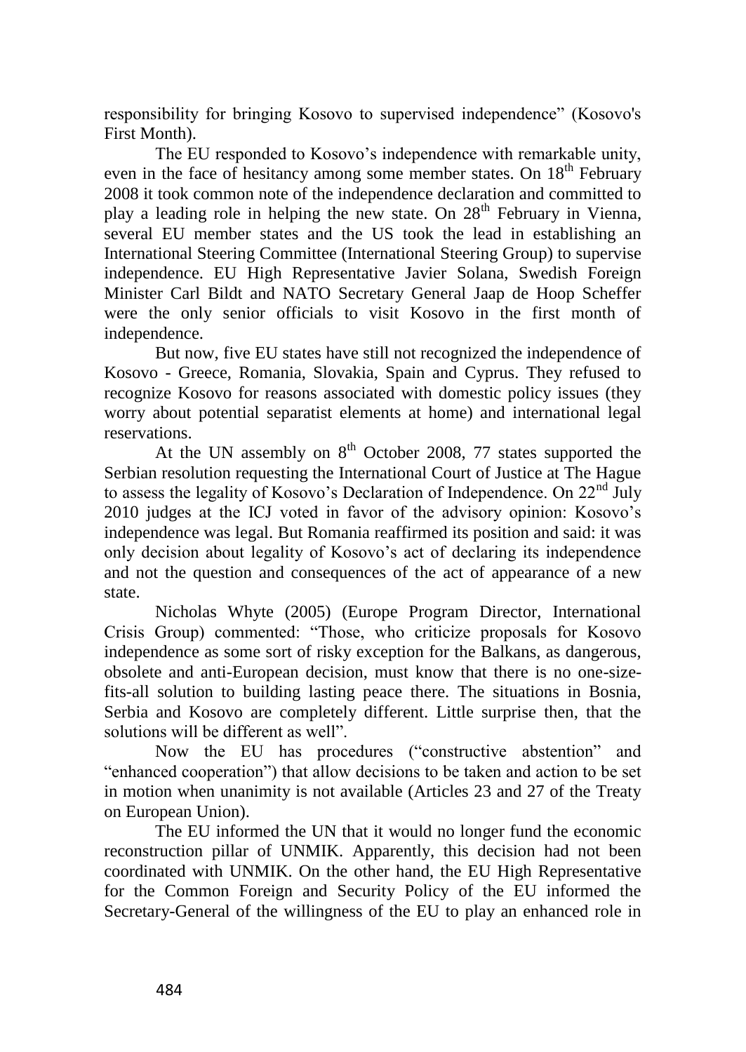responsibility for bringing Kosovo to supervised independence" (Kosovo's First Month).

The EU responded to Kosovo's independence with remarkable unity, even in the face of hesitancy among some member states. On 18th February 2008 it took common note of the independence declaration and committed to play a leading role in helping the new state. On 28th February in Vienna, several EU member states and the US took the lead in establishing an International Steering Committee (International Steering Group) to supervise independence. EU High Representative Javier Solana, Swedish Foreign Minister Carl Bildt and NATO Secretary General Jaap de Hoop Scheffer were the only senior officials to visit Kosovo in the first month of independence.

But now, five EU states have still not recognized the independence of Kosovo - Greece, Romania, Slovakia, Spain and Cyprus. They refused to recognize Kosovo for reasons associated with domestic policy issues (they worry about potential separatist elements at home) and international legal reservations.

At the UN assembly on 8th October 2008, 77 states supported the Serbian resolution requesting the International Court of Justice at The Hague to assess the legality of Kosovo's Declaration of Independence. On 22nd July 2010 judges at the ICJ voted in favor of the advisory opinion: Kosovo's independence was legal. But Romania reaffirmed its position and said: it was only decision about legality of Kosovo's act of declaring its independence and not the question and consequences of the act of appearance of a new state.

Nicholas Whyte (2005) (Europe Program Director, International Crisis Group) commented: "Those, who criticize proposals for Kosovo independence as some sort of risky exception for the Balkans, as dangerous, obsolete and anti-European decision, must know that there is no one-size-fits-all solution to building lasting peace there. The situations in Bosnia, Serbia and Kosovo are completely different. Little surprise then, that the solutions will be different as well".

Now the EU has procedures ("constructive abstention" and "enhanced cooperation") that allow decisions to be taken and action to be set in motion when unanimity is not available (Articles 23 and 27 of the Treaty on European Union).

The EU informed the UN that it would no longer fund the economic reconstruction pillar of UNMIK. Apparently, this decision had not been coordinated with UNMIK. On the other hand, the EU High Representative for the Common Foreign and Security Policy of the EU informed the Secretary-General of the willingness of the EU to play an enhanced role in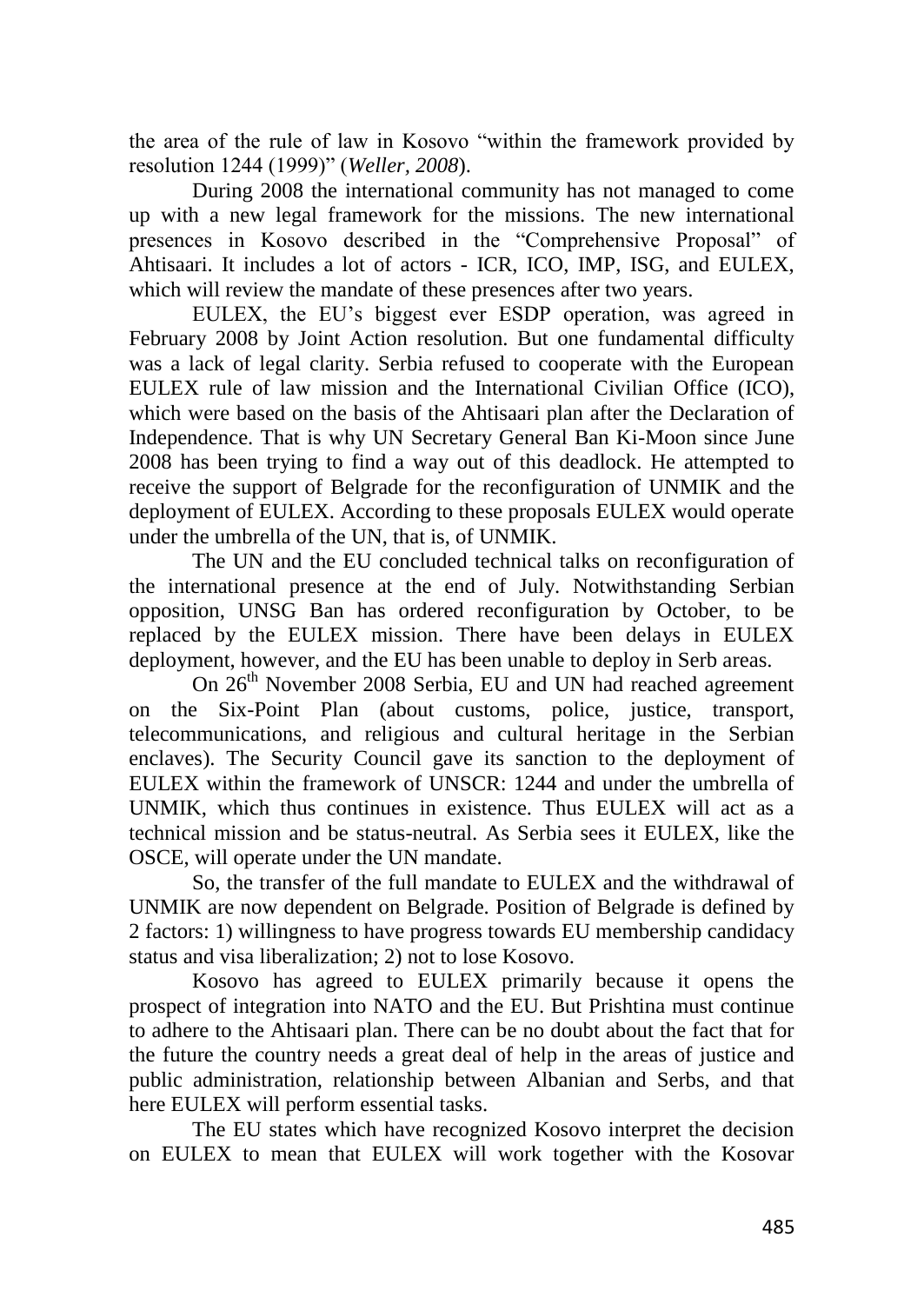the area of the rule of law in Kosovo "within the framework provided by resolution 1244 (1999)" (*Weller, 2008*).

During 2008 the international community has not managed to come up with a new legal framework for the missions. The new international presences in Kosovo described in the "Comprehensive Proposal" of Ahtisaari. It includes a lot of actors - ICR, ICO, IMP, ISG, and EULEX, which will review the mandate of these presences after two years.

EULEX, the EU's biggest ever ESDP operation, was agreed in February 2008 by Joint Action resolution. But one fundamental difficulty was a lack of legal clarity. Serbia refused to cooperate with the European EULEX rule of law mission and the International Civilian Office (ICO), which were based on the basis of the Ahtisaari plan after the Declaration of Independence. That is why UN Secretary General Ban Ki-Moon since June 2008 has been trying to find a way out of this deadlock. He attempted to receive the support of Belgrade for the reconfiguration of UNMIK and the deployment of EULEX. According to these proposals EULEX would operate under the umbrella of the UN, that is, of UNMIK.

The UN and the EU concluded technical talks on reconfiguration of the international presence at the end of July. Notwithstanding Serbian opposition, UNSG Ban has ordered reconfiguration by October, to be replaced by the EULEX mission. There have been delays in EULEX deployment, however, and the EU has been unable to deploy in Serb areas.

On 26th November 2008 Serbia, EU and UN had reached agreement on the Six-Point Plan (about customs, police, justice, transport, telecommunications, and religious and cultural heritage in the Serbian enclaves). The Security Council gave its sanction to the deployment of EULEX within the framework of UNSCR: 1244 and under the umbrella of UNMIK, which thus continues in existence. Thus EULEX will act as a technical mission and be status-neutral. As Serbia sees it EULEX, like the OSCE, will operate under the UN mandate.

So, the transfer of the full mandate to EULEX and the withdrawal of UNMIK are now dependent on Belgrade. Position of Belgrade is defined by 2 factors: 1) willingness to have progress towards EU membership candidacy status and visa liberalization; 2) not to lose Kosovo.

Kosovo has agreed to EULEX primarily because it opens the prospect of integration into NATO and the EU. But Prishtina must continue to adhere to the Ahtisaari plan. There can be no doubt about the fact that for the future the country needs a great deal of help in the areas of justice and public administration, relationship between Albanian and Serbs, and that here EULEX will perform essential tasks.

The EU states which have recognized Kosovo interpret the decision on EULEX to mean that EULEX will work together with the Kosovar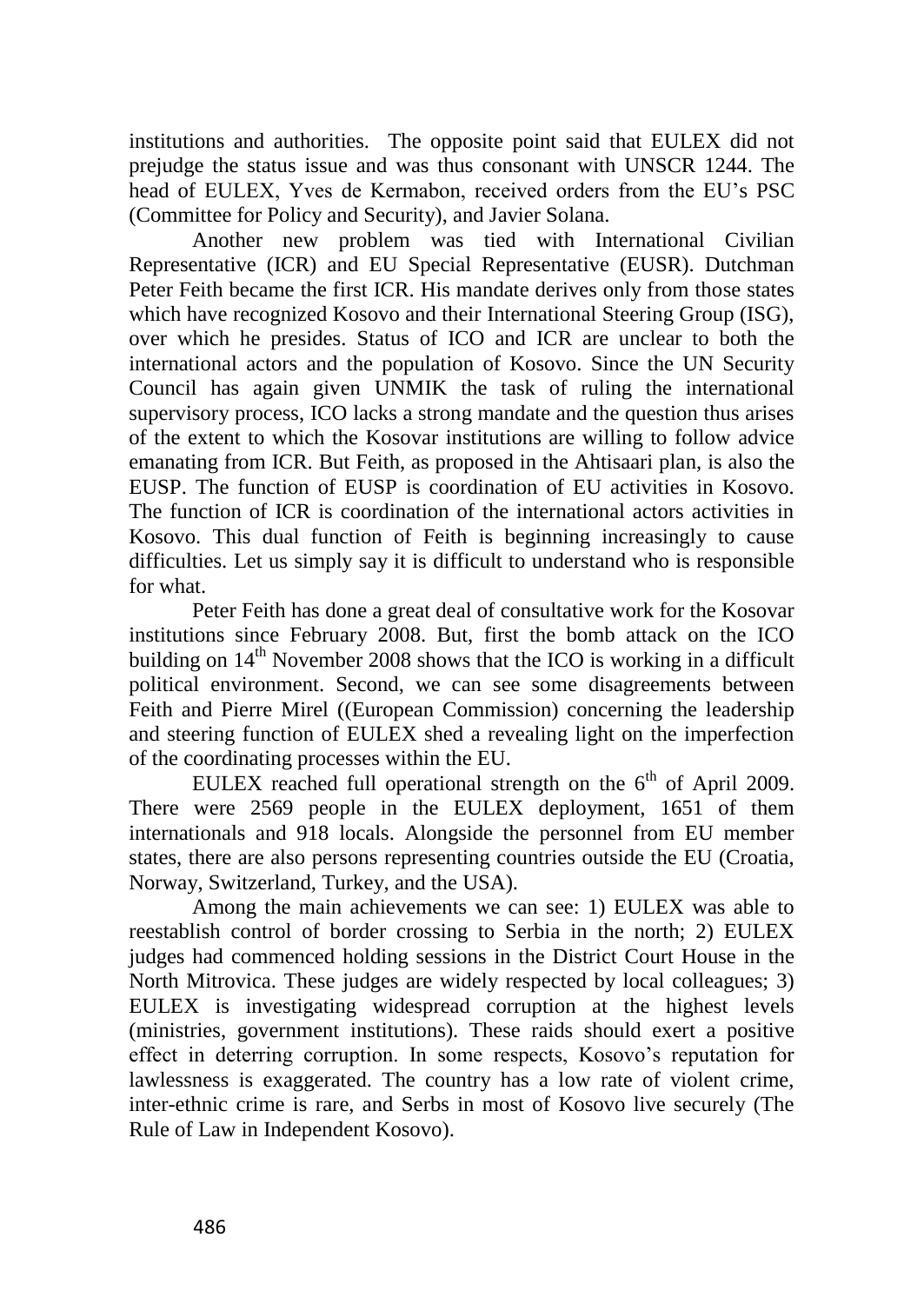institutions and authorities. The opposite point said that EULEX did not prejudge the status issue and was thus consonant with UNSCR 1244. The head of EULEX, Yves de Kermabon, received orders from the EU's PSC (Committee for Policy and Security), and Javier Solana.

Another new problem was tied with International Civilian Representative (ICR) and EU Special Representative (EUSR). Dutchman Peter Feith became the first ICR. His mandate derives only from those states which have recognized Kosovo and their International Steering Group (ISG), over which he presides. Status of ICO and ICR are unclear to both the international actors and the population of Kosovo. Since the UN Security Council has again given UNMIK the task of ruling the international supervisory process, ICO lacks a strong mandate and the question thus arises of the extent to which the Kosovar institutions are willing to follow advice emanating from ICR. But Feith, as proposed in the Ahtisaari plan, is also the EUSP. The function of EUSP is coordination of EU activities in Kosovo. The function of ICR is coordination of the international actors activities in Kosovo. This dual function of Feith is beginning increasingly to cause difficulties. Let us simply say it is difficult to understand who is responsible for what.

Peter Feith has done a great deal of consultative work for the Kosovar institutions since February 2008. But, first the bomb attack on the ICO building on 14th November 2008 shows that the ICO is working in a difficult political environment. Second, we can see some disagreements between Feith and Pierre Mirel ((European Commission) concerning the leadership and steering function of EULEX shed a revealing light on the imperfection of the coordinating processes within the EU.

EULEX reached full operational strength on the 6th of April 2009. There were 2569 people in the EULEX deployment, 1651 of them internationals and 918 locals. Alongside the personnel from EU member states, there are also persons representing countries outside the EU (Croatia, Norway, Switzerland, Turkey, and the USA).

Among the main achievements we can see: 1) EULEX was able to reestablish control of border crossing to Serbia in the north; 2) EULEX judges had commenced holding sessions in the District Court House in the North Mitrovica. These judges are widely respected by local colleagues; 3) EULEX is investigating widespread corruption at the highest levels (ministries, government institutions). These raids should exert a positive effect in deterring corruption. In some respects, Kosovo's reputation for lawlessness is exaggerated. The country has a low rate of violent crime, inter-ethnic crime is rare, and Serbs in most of Kosovo live securely (The Rule of Law in Independent Kosovo).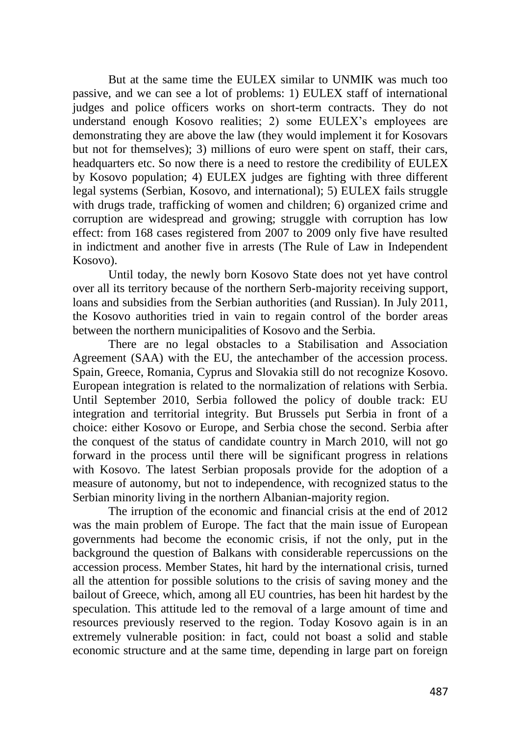But at the same time the EULEX similar to UNMIK was much too passive, and we can see a lot of problems: 1) EULEX staff of international judges and police officers works on short-term contracts. They do not understand enough Kosovo realities; 2) some EULEX's employees are demonstrating they are above the law (they would implement it for Kosovars but not for themselves); 3) millions of euro were spent on staff, their cars, headquarters etc. So now there is a need to restore the credibility of EULEX by Kosovo population; 4) EULEX judges are fighting with three different legal systems (Serbian, Kosovo, and international); 5) EULEX fails struggle with drugs trade, trafficking of women and children; 6) organized crime and corruption are widespread and growing; struggle with corruption has low effect: from 168 cases registered from 2007 to 2009 only five have resulted in indictment and another five in arrests (The Rule of Law in Independent Kosovo).

Until today, the newly born Kosovo State does not yet have control over all its territory because of the northern Serb-majority receiving support, loans and subsidies from the Serbian authorities (and Russian). In July 2011, the Kosovo authorities tried in vain to regain control of the border areas between the northern municipalities of Kosovo and the Serbia.

There are no legal obstacles to a Stabilisation and Association Agreement (SAA) with the EU, the antechamber of the accession process. Spain, Greece, Romania, Cyprus and Slovakia still do not recognize Kosovo. European integration is related to the normalization of relations with Serbia. Until September 2010, Serbia followed the policy of double track: EU integration and territorial integrity. But Brussels put Serbia in front of a choice: either Kosovo or Europe, and Serbia chose the second. Serbia after the conquest of the status of candidate country in March 2010, will not go forward in the process until there will be significant progress in relations with Kosovo. The latest Serbian proposals provide for the adoption of a measure of autonomy, but not to independence, with recognized status to the Serbian minority living in the northern Albanian-majority region.

The irruption of the economic and financial crisis at the end of 2012 was the main problem of Europe. The fact that the main issue of European governments had become the economic crisis, if not the only, put in the background the question of Balkans with considerable repercussions on the accession process. Member States, hit hard by the international crisis, turned all the attention for possible solutions to the crisis of saving money and the bailout of Greece, which, among all EU countries, has been hit hardest by the speculation. This attitude led to the removal of a large amount of time and resources previously reserved to the region. Today Kosovo again is in an extremely vulnerable position: in fact, could not boast a solid and stable economic structure and at the same time, depending in large part on foreign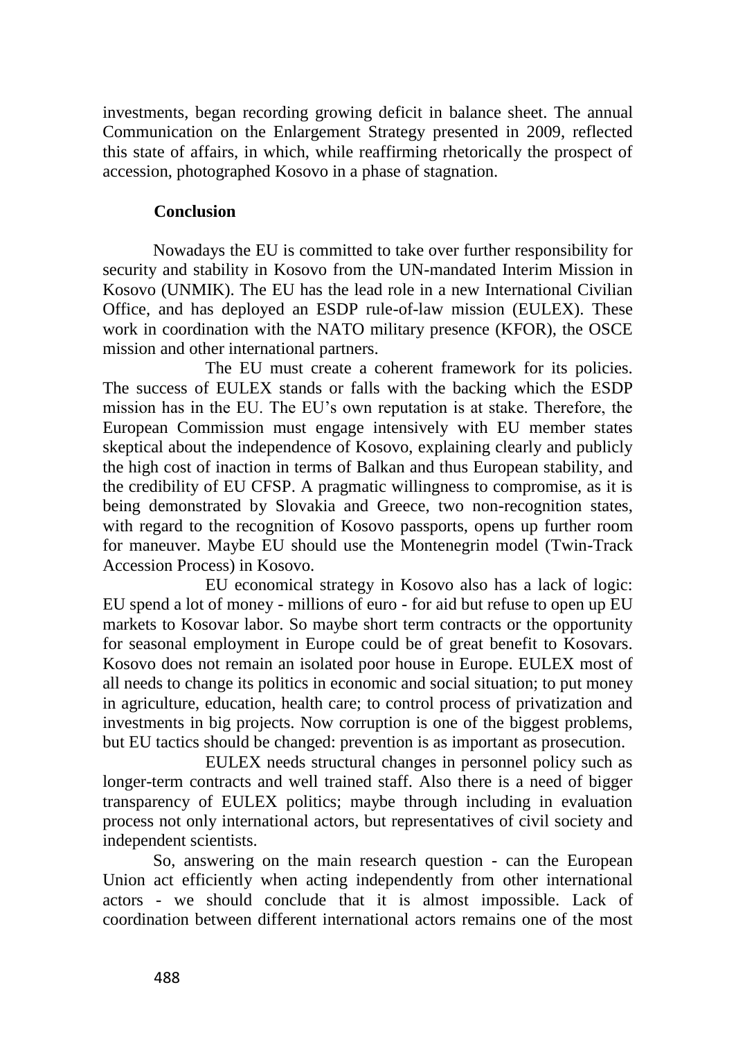investments, began recording growing deficit in balance sheet. The annual Communication on the Enlargement Strategy presented in 2009, reflected this state of affairs, in which, while reaffirming rhetorically the prospect of accession, photographed Kosovo in a phase of stagnation.

## Conclusion

Nowadays the EU is committed to take over further responsibility for security and stability in Kosovo from the UN-mandated Interim Mission in Kosovo (UNMIK). The EU has the lead role in a new International Civilian Office, and has deployed an ESDP rule-of-law mission (EULEX). These work in coordination with the NATO military presence (KFOR), the OSCE mission and other international partners.

The EU must create a coherent framework for its policies. The success of EULEX stands or falls with the backing which the ESDP mission has in the EU. The EU's own reputation is at stake. Therefore, the European Commission must engage intensively with EU member states skeptical about the independence of Kosovo, explaining clearly and publicly the high cost of inaction in terms of Balkan and thus European stability, and the credibility of EU CFSP. A pragmatic willingness to compromise, as it is being demonstrated by Slovakia and Greece, two non-recognition states, with regard to the recognition of Kosovo passports, opens up further room for maneuver. Maybe EU should use the Montenegrin model (Twin-Track Accession Process) in Kosovo.

EU economical strategy in Kosovo also has a lack of logic: EU spend a lot of money - millions of euro - for aid but refuse to open up EU markets to Kosovar labor. So maybe short term contracts or the opportunity for seasonal employment in Europe could be of great benefit to Kosovars. Kosovo does not remain an isolated poor house in Europe. EULEX most of all needs to change its politics in economic and social situation; to put money in agriculture, education, health care; to control process of privatization and investments in big projects. Now corruption is one of the biggest problems, but EU tactics should be changed: prevention is as important as prosecution.

EULEX needs structural changes in personnel policy such as longer-term contracts and well trained staff. Also there is a need of bigger transparency of EULEX politics; maybe through including in evaluation process not only international actors, but representatives of civil society and independent scientists.

So, answering on the main research question - can the European Union act efficiently when acting independently from other international actors - we should conclude that it is almost impossible. Lack of coordination between different international actors remains one of the most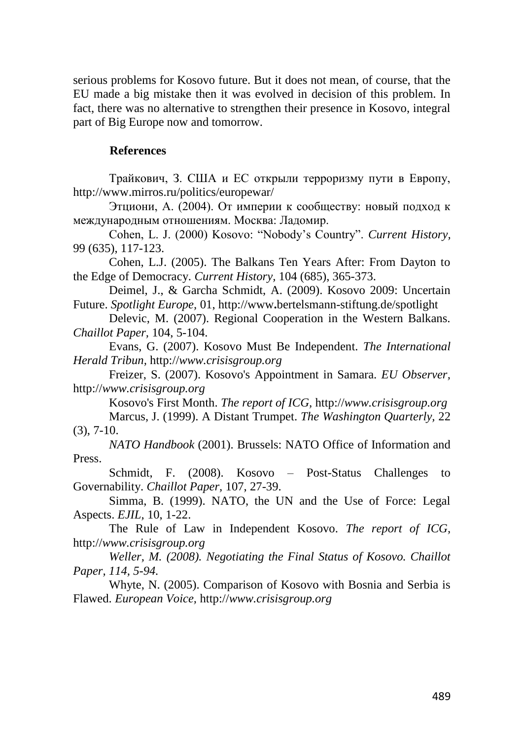serious problems for Kosovo future. But it does not mean, of course, that the EU made a big mistake then it was evolved in decision of this problem. In fact, there was no alternative to strengthen their presence in Kosovo, integral part of Big Europe now and tomorrow.

## References

Трайкович, З. США и ЕС открыли терроризму пути в Европу, http://www.mirros.ru/politics/europewar/

Этциони, А. (2004). От империи к сообществу: новый подход к международным отношениям. Москва: Ладомир.

Cohen, L. J. (2000) Kosovo: "Nobody's Country". *Current History*, 99 (635), 117-123.

Cohen, L.J. (2005). The Balkans Ten Years After: From Dayton to the Edge of Democracy. *Current History*, 104 (685), 365-373.

Deimel, J., & Garcha Schmidt, A. (2009). Kosovo 2009: Uncertain Future. *Spotlight Europe*, 01, http://www.bertelsmann-stiftung.de/spotlight

Delevic, M. (2007). Regional Cooperation in the Western Balkans. *Chaillot Paper*, 104, 5-104.

Evans, G. (2007). Kosovo Must Be Independent. *The International Herald Tribun*, http://*www.crisisgroup.org*

Freizer, S. (2007). Kosovo's Appointment in Samara. *EU Observer*, http://*www.crisisgroup.org*

Kosovo's First Month. *The report of ICG*, http://*www.crisisgroup.org*

Marcus, J. (1999). A Distant Trumpet. *The Washington Quarterly*, 22 (3), 7-10.

*NATO Handbook* (2001). Brussels: NATO Office of Information and Press.

Schmidt, F. (2008). Kosovo – Post-Status Challenges to Governability. *Chaillot Paper*, 107, 27-39.

Simma, B. (1999). NATO, the UN and the Use of Force: Legal Aspects. *EJIL*, 10, 1-22.

The Rule of Law in Independent Kosovo. *The report of ICG*, http://*www.crisisgroup.org*

*Weller, M. (2008). Negotiating the Final Status of Kosovo. Chaillot Paper, 114, 5-94.*

Whyte, N. (2005). Comparison of Kosovo with Bosnia and Serbia is Flawed. *European Voice*, http://*www.crisisgroup.org*